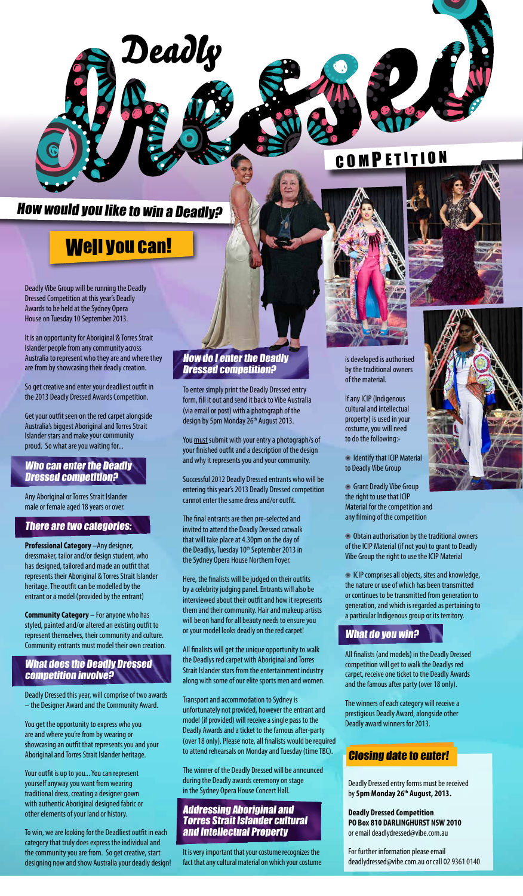# Deadly Dressed COMPETITION

## How would you like to win a Deadly?

## Well you can!

Deadly Vibe Group will be running the Deadly Dressed Competition at this year's Deadly Awards to be held at the Sydney Opera House on Tuesday 10 September 2013.

It is an opportunity for Aboriginal & Torres Strait Islander people from any community across Australia to represent who they are and where they are from by showcasing their deadly creation.

So get creative and enter your deadliest outfit in the 2013 Deadly Dressed Awards Competition.

Get your outfit seen on the red carpet alongside Australia's biggest Aboriginal and Torres Strait Islander stars and make your community proud. So what are you waiting for...

### Who can enter the Deadly Dressed competition?

Any Aboriginal or Torres Strait Islander male or female aged 18 years or over.

### There are two categories:

**Professional Category** –Any designer, dressmaker, tailor and/or design student, who has designed, tailored and made an outfit that represents their Aboriginal & Torres Strait Islander heritage. The outfit can be modelled by the entrant or a model (provided by the entrant)

**Community Category** – For anyone who has styled, painted and/or altered an existing outfit to represent themselves, their community and culture. Community entrants must model their own creation.

### What does the Deadly Dressed competition involve?

Deadly Dressed this year, will comprise of two awards – the Designer Award and the Community Award.

You get the opportunity to express who you are and where you're from by wearing or showcasing an outfit that represents you and your Aboriginal and Torres Strait Islander heritage.

Your outfit is up to you... You can represent yourself anyway you want from wearing traditional dress, creating a designer gown with authentic Aboriginal designed fabric or other elements of your land or history.

To win, we are looking for the Deadliest outfit in each category that truly does express the individual and the community you are from. So get creative, start designing now and show Australia your deadly design!

### How do I enter the Deadly Dressed competition?

To enter simply print the Deadly Dressed entry form, fill it out and send it back to Vibe Australia (via email or post) with a photograph of the design by 5pm Monday 26th August 2013.

You must submit with your entry a photograph/s of your finished outfit and a description of the design and why it represents you and your community.

Successful 2012 Deadly Dressed entrants who will be entering this year's 2013 Deadly Dressed competition cannot enter the same dress and/or outfit.

The final entrants are then pre-selected and invited to attend the Deadly Dressed catwalk that will take place at 4.30pm on the day of the Deadlys, Tuesday 10th September 2013 in the Sydney Opera House Northern Foyer.

Here, the finalists will be judged on their outfits by a celebrity judging panel. Entrants will also be interviewed about their outfit and how it represents them and their community. Hair and makeup artists will be on hand for all beauty needs to ensure you or your model looks deadly on the red carpet!

All finalists will get the unique opportunity to walk the Deadlys red carpet with Aboriginal and Torres Strait Islander stars from the entertainment industry along with some of our elite sports men and women.

Transport and accommodation to Sydney is unfortunately not provided, however the entrant and model (if provided) will receive a single pass to the Deadly Awards and a ticket to the famous after-party (over 18 only). Please note, all finalists would be required to attend rehearsals on Monday and Tuesday (time TBC).

The winner of the Deadly Dressed will be announced during the Deadly awards ceremony on stage in the Sydney Opera House Concert Hall.

### Addressing Aboriginal and Torres Strait Islander cultural and Intellectual Property

It is very important that your costume recognizes the fact that any cultural material on which your costume is developed is authorised by the traditional owners of the material.

If any ICIP (Indigenous cultural and intellectual property) is used in your costume, you will need to do the following:-

- Identify that ICIP Material to Deadly Vibe Group
- Grant Deadly Vibe Group the right to use that ICIP Material for the competition and any filming of the competition
- Obtain authorisation by the traditional owners of the ICIP Material (if not you) to grant to Deadly Vibe Group the right to use the ICIP Material
- ICIP comprises all objects, sites and knowledge, the nature or use of which has been transmitted or continues to be transmitted from generation to generation, and which is regarded as pertaining to a particular Indigenous group or its territory.

### What do you win?

All finalists (and models) in the Deadly Dressed competition will get to walk the Deadlys red carpet, receive one ticket to the Deadly Awards and the famous after party (over 18 only).

The winners of each category will receive a prestigious Deadly Award, alongside other Deadly award winners for 2013.

### Closing date to enter!

Deadly Dressed entry forms must be received by **5pm Monday 26th August, 2013.**

**Deadly Dressed Competition**
**PO Box 810 DARLINGHURST NSW 2010**
or email deadlydressed@vibe.com.au

For further information please email deadlydressed@vibe.com.au or call 02 9361 0140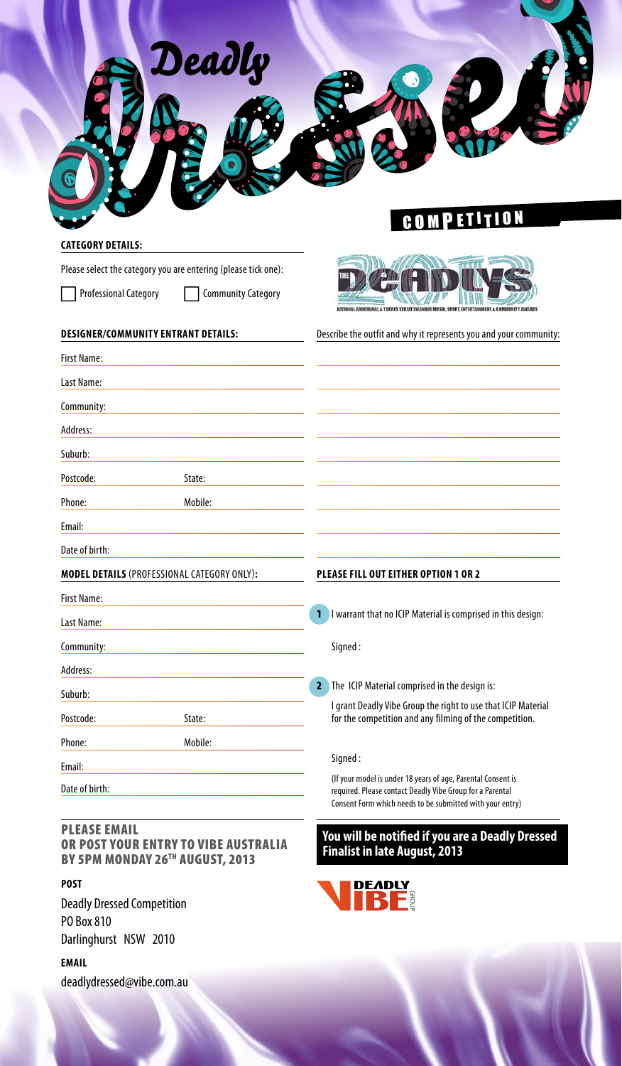# Deadly Dressed

## COMPETITION

THE DEADLYS
NATIONAL ABORIGINAL & TORRES STRAIT ISLANDER MUSIC, SPORT, ENTERTAINMENT & COMMUNITY AWARDS

**CATEGORY DETAILS:**

Please select the category you are entering (please tick one):

☐ Professional Category ☐ Community Category

**DESIGNER/COMMUNITY ENTRANT DETAILS:**

First Name:

Last Name:

Community:

Address:

Suburb:

Postcode: State:

Phone: Mobile:

Email:

Date of birth:

**MODEL DETAILS** (PROFESSIONAL CATEGORY ONLY)**:**

First Name:

Last Name:

Community:

Address:

Suburb:

Postcode: State:

Phone: Mobile:

Email:

Date of birth:

Describe the outfit and why it represents you and your community:

**PLEASE FILL OUT EITHER OPTION 1 OR 2**

1. I warrant that no ICIP Material is comprised in this design:

   Signed :

2. The ICIP Material comprised in the design is:

   I grant Deadly Vibe Group the right to use that ICIP Material for the competition and any filming of the competition.

   Signed :

(If your model is under 18 years of age, Parental Consent is required. Please contact Deadly Vibe Group for a Parental Consent Form which needs to be submitted with your entry)

**PLEASE EMAIL OR POST YOUR ENTRY TO VIBE AUSTRALIA BY 5PM MONDAY 26TH AUGUST, 2013**

**You will be notified if you are a Deadly Dressed Finalist in late August, 2013**

**POST**

Deadly Dressed Competition
PO Box 810
Darlinghurst NSW 2010

**EMAIL**

deadlydressed@vibe.com.au

DEADLY VIBE GROUP